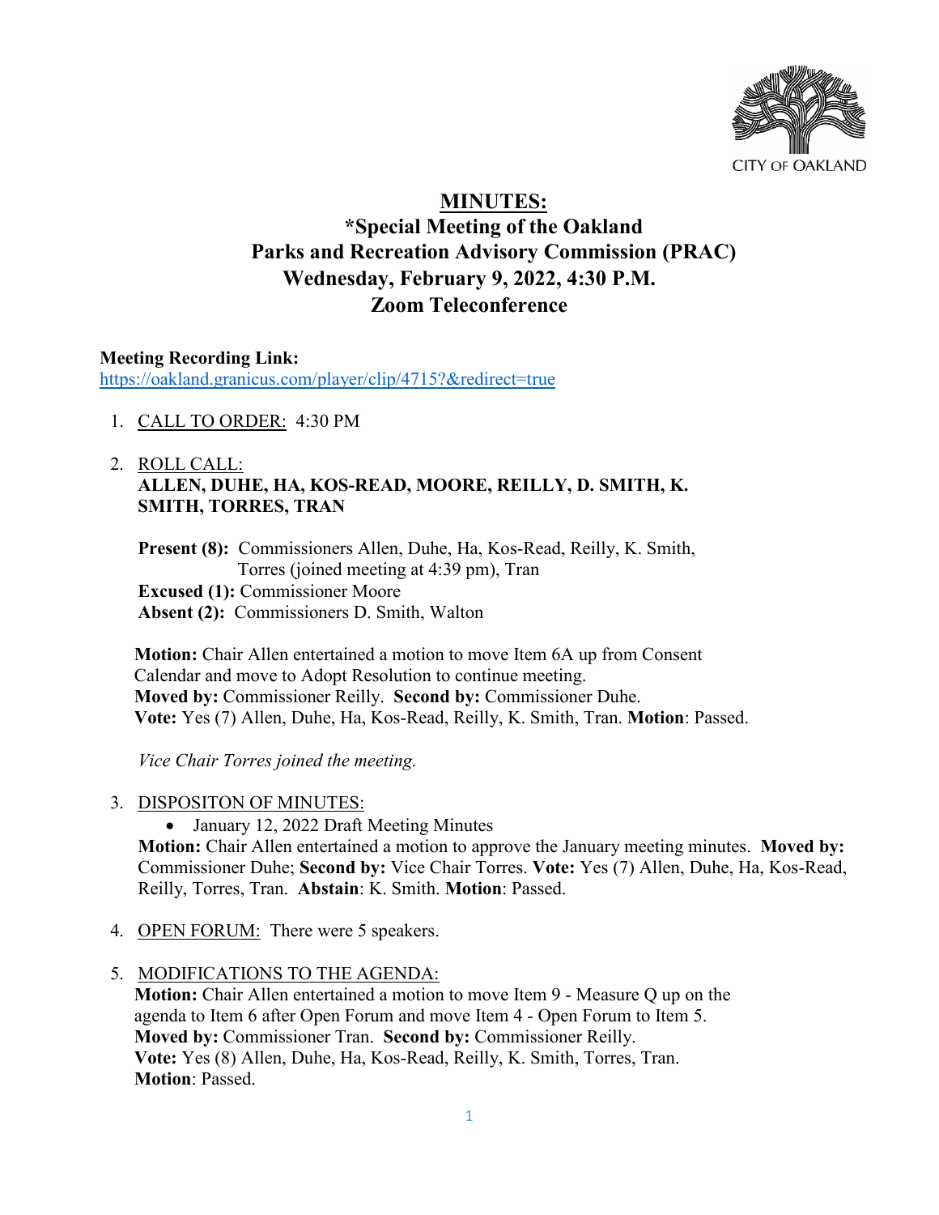CITY OF OAKLAND

# MINUTES:

## *Special Meeting of the Oakland Parks and Recreation Advisory Commission (PRAC)
## Wednesday, February 9, 2022, 4:30 P.M.
## Zoom Teleconference

**Meeting Recording Link:**
https://oakland.granicus.com/player/clip/4715?&redirect=true

1. CALL TO ORDER: 4:30 PM

2. ROLL CALL:
   **ALLEN, DUHE, HA, KOS-READ, MOORE, REILLY, D. SMITH, K. SMITH, TORRES, TRAN**

   **Present (8):** Commissioners Allen, Duhe, Ha, Kos-Read, Reilly, K. Smith, Torres (joined meeting at 4:39 pm), Tran
   **Excused (1):** Commissioner Moore
   **Absent (2):** Commissioners D. Smith, Walton

   **Motion:** Chair Allen entertained a motion to move Item 6A up from Consent Calendar and move to Adopt Resolution to continue meeting.
   **Moved by:** Commissioner Reilly. **Second by:** Commissioner Duhe.
   **Vote:** Yes (7) Allen, Duhe, Ha, Kos-Read, Reilly, K. Smith, Tran. **Motion**: Passed.

   *Vice Chair Torres joined the meeting.*

3. DISPOSITON OF MINUTES:
   - January 12, 2022 Draft Meeting Minutes

   **Motion:** Chair Allen entertained a motion to approve the January meeting minutes. **Moved by:** Commissioner Duhe; **Second by:** Vice Chair Torres. **Vote:** Yes (7) Allen, Duhe, Ha, Kos-Read, Reilly, Torres, Tran. **Abstain**: K. Smith. **Motion**: Passed.

4. OPEN FORUM: There were 5 speakers.

5. MODIFICATIONS TO THE AGENDA:
   **Motion:** Chair Allen entertained a motion to move Item 9 - Measure Q up on the agenda to Item 6 after Open Forum and move Item 4 - Open Forum to Item 5.
   **Moved by:** Commissioner Tran. **Second by:** Commissioner Reilly.
   **Vote:** Yes (8) Allen, Duhe, Ha, Kos-Read, Reilly, K. Smith, Torres, Tran.
   **Motion**: Passed.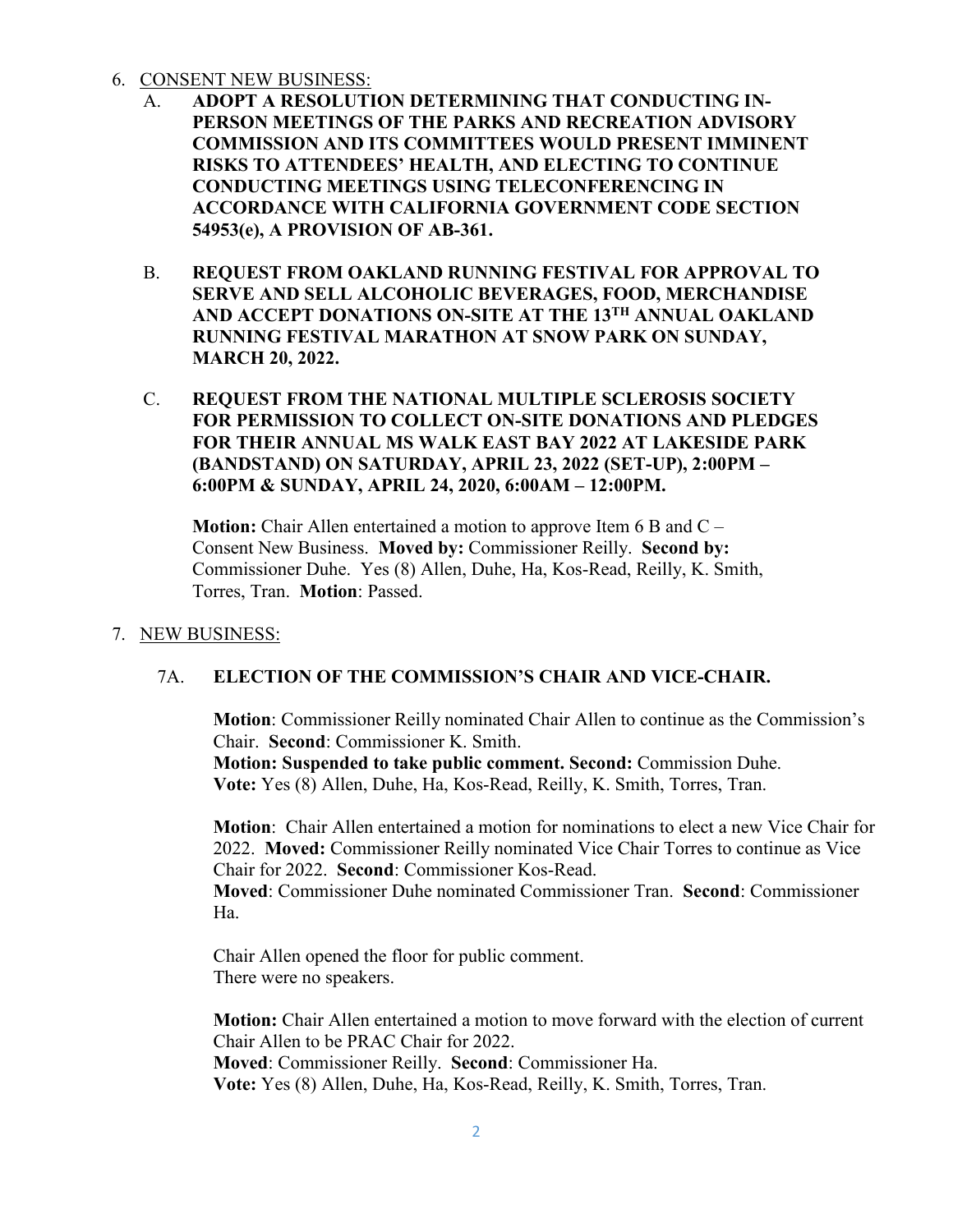6. <u>CONSENT NEW BUSINESS:</u>
   A. **ADOPT A RESOLUTION DETERMINING THAT CONDUCTING IN-PERSON MEETINGS OF THE PARKS AND RECREATION ADVISORY COMMISSION AND ITS COMMITTEES WOULD PRESENT IMMINENT RISKS TO ATTENDEES' HEALTH, AND ELECTING TO CONTINUE CONDUCTING MEETINGS USING TELECONFERENCING IN ACCORDANCE WITH CALIFORNIA GOVERNMENT CODE SECTION 54953(e), A PROVISION OF AB-361.**

   B. **REQUEST FROM OAKLAND RUNNING FESTIVAL FOR APPROVAL TO SERVE AND SELL ALCOHOLIC BEVERAGES, FOOD, MERCHANDISE AND ACCEPT DONATIONS ON-SITE AT THE 13TH ANNUAL OAKLAND RUNNING FESTIVAL MARATHON AT SNOW PARK ON SUNDAY, MARCH 20, 2022.**

   C. **REQUEST FROM THE NATIONAL MULTIPLE SCLEROSIS SOCIETY FOR PERMISSION TO COLLECT ON-SITE DONATIONS AND PLEDGES FOR THEIR ANNUAL MS WALK EAST BAY 2022 AT LAKESIDE PARK (BANDSTAND) ON SATURDAY, APRIL 23, 2022 (SET-UP), 2:00PM – 6:00PM & SUNDAY, APRIL 24, 2020, 6:00AM – 12:00PM.**

   **Motion:** Chair Allen entertained a motion to approve Item 6 B and C – Consent New Business. **Moved by:** Commissioner Reilly. **Second by:** Commissioner Duhe. Yes (8) Allen, Duhe, Ha, Kos-Read, Reilly, K. Smith, Torres, Tran. **Motion**: Passed.

7. <u>NEW BUSINESS:</u>

   7A. **ELECTION OF THE COMMISSION'S CHAIR AND VICE-CHAIR.**

   **Motion**: Commissioner Reilly nominated Chair Allen to continue as the Commission's Chair. **Second**: Commissioner K. Smith.
   **Motion: Suspended to take public comment. Second:** Commission Duhe.
   **Vote:** Yes (8) Allen, Duhe, Ha, Kos-Read, Reilly, K. Smith, Torres, Tran.

   **Motion**: Chair Allen entertained a motion for nominations to elect a new Vice Chair for 2022. **Moved:** Commissioner Reilly nominated Vice Chair Torres to continue as Vice Chair for 2022. **Second**: Commissioner Kos-Read.
   **Moved**: Commissioner Duhe nominated Commissioner Tran. **Second**: Commissioner Ha.

   Chair Allen opened the floor for public comment.
   There were no speakers.

   **Motion:** Chair Allen entertained a motion to move forward with the election of current Chair Allen to be PRAC Chair for 2022.
   **Moved**: Commissioner Reilly. **Second**: Commissioner Ha.
   **Vote:** Yes (8) Allen, Duhe, Ha, Kos-Read, Reilly, K. Smith, Torres, Tran.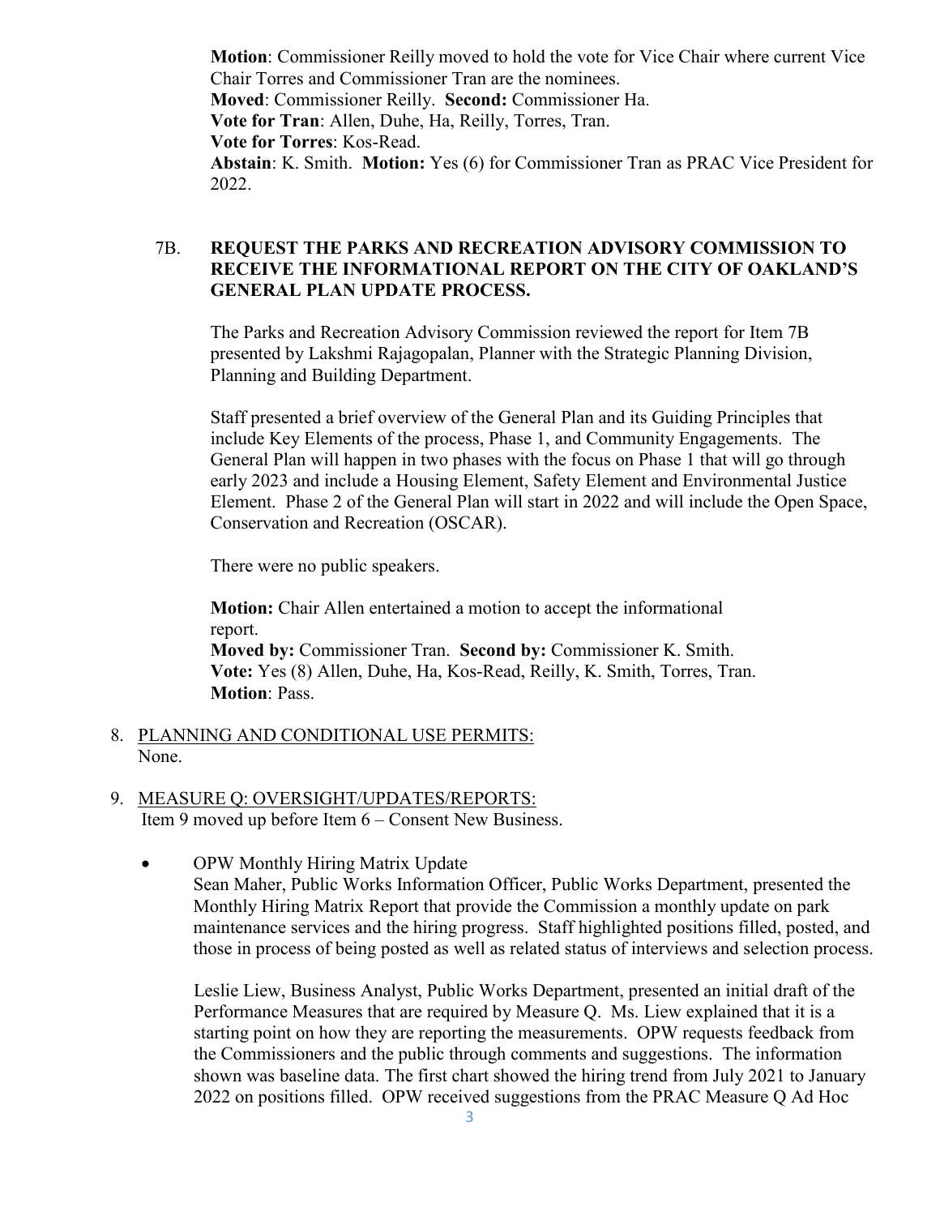**Motion**: Commissioner Reilly moved to hold the vote for Vice Chair where current Vice Chair Torres and Commissioner Tran are the nominees.
**Moved**: Commissioner Reilly. **Second:** Commissioner Ha.
**Vote for Tran**: Allen, Duhe, Ha, Reilly, Torres, Tran.
**Vote for Torres**: Kos-Read.
**Abstain**: K. Smith. **Motion:** Yes (6) for Commissioner Tran as PRAC Vice President for 2022.

7B. **REQUEST THE PARKS AND RECREATION ADVISORY COMMISSION TO RECEIVE THE INFORMATIONAL REPORT ON THE CITY OF OAKLAND'S GENERAL PLAN UPDATE PROCESS.**

The Parks and Recreation Advisory Commission reviewed the report for Item 7B presented by Lakshmi Rajagopalan, Planner with the Strategic Planning Division, Planning and Building Department.

Staff presented a brief overview of the General Plan and its Guiding Principles that include Key Elements of the process, Phase 1, and Community Engagements. The General Plan will happen in two phases with the focus on Phase 1 that will go through early 2023 and include a Housing Element, Safety Element and Environmental Justice Element. Phase 2 of the General Plan will start in 2022 and will include the Open Space, Conservation and Recreation (OSCAR).

There were no public speakers.

**Motion:** Chair Allen entertained a motion to accept the informational report.
**Moved by:** Commissioner Tran. **Second by:** Commissioner K. Smith.
**Vote:** Yes (8) Allen, Duhe, Ha, Kos-Read, Reilly, K. Smith, Torres, Tran.
**Motion**: Pass.

8. PLANNING AND CONDITIONAL USE PERMITS:
None.

9. MEASURE Q: OVERSIGHT/UPDATES/REPORTS:
Item 9 moved up before Item 6 – Consent New Business.

- OPW Monthly Hiring Matrix Update
Sean Maher, Public Works Information Officer, Public Works Department, presented the Monthly Hiring Matrix Report that provide the Commission a monthly update on park maintenance services and the hiring progress. Staff highlighted positions filled, posted, and those in process of being posted as well as related status of interviews and selection process.

  Leslie Liew, Business Analyst, Public Works Department, presented an initial draft of the Performance Measures that are required by Measure Q. Ms. Liew explained that it is a starting point on how they are reporting the measurements. OPW requests feedback from the Commissioners and the public through comments and suggestions. The information shown was baseline data. The first chart showed the hiring trend from July 2021 to January 2022 on positions filled. OPW received suggestions from the PRAC Measure Q Ad Hoc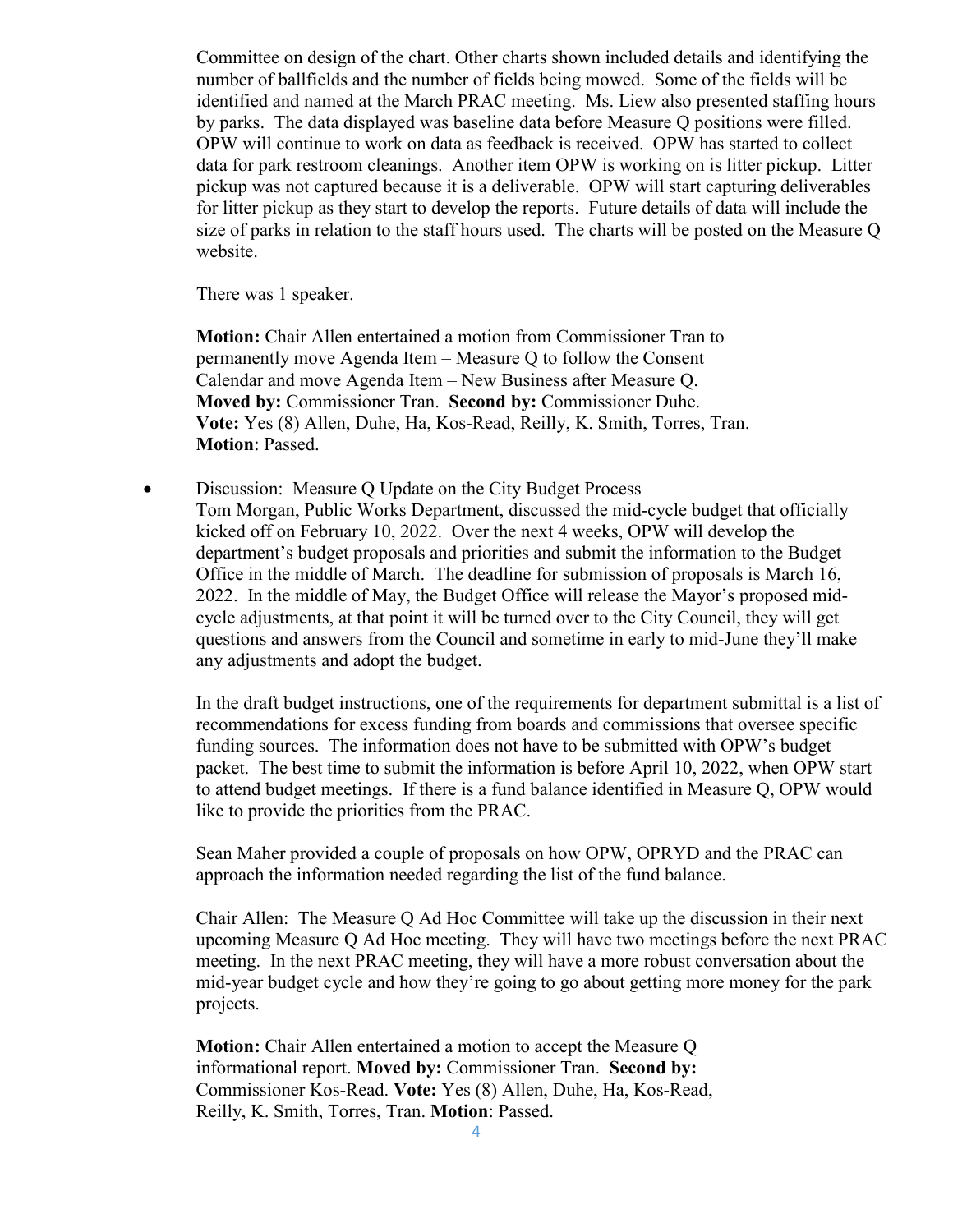Committee on design of the chart. Other charts shown included details and identifying the number of ballfields and the number of fields being mowed. Some of the fields will be identified and named at the March PRAC meeting. Ms. Liew also presented staffing hours by parks. The data displayed was baseline data before Measure Q positions were filled. OPW will continue to work on data as feedback is received. OPW has started to collect data for park restroom cleanings. Another item OPW is working on is litter pickup. Litter pickup was not captured because it is a deliverable. OPW will start capturing deliverables for litter pickup as they start to develop the reports. Future details of data will include the size of parks in relation to the staff hours used. The charts will be posted on the Measure Q website.

There was 1 speaker.

**Motion:** Chair Allen entertained a motion from Commissioner Tran to permanently move Agenda Item – Measure Q to follow the Consent Calendar and move Agenda Item – New Business after Measure Q. **Moved by:** Commissioner Tran. **Second by:** Commissioner Duhe. **Vote:** Yes (8) Allen, Duhe, Ha, Kos-Read, Reilly, K. Smith, Torres, Tran. **Motion**: Passed.

- Discussion: Measure Q Update on the City Budget Process
  Tom Morgan, Public Works Department, discussed the mid-cycle budget that officially kicked off on February 10, 2022. Over the next 4 weeks, OPW will develop the department's budget proposals and priorities and submit the information to the Budget Office in the middle of March. The deadline for submission of proposals is March 16, 2022. In the middle of May, the Budget Office will release the Mayor's proposed mid-cycle adjustments, at that point it will be turned over to the City Council, they will get questions and answers from the Council and sometime in early to mid-June they'll make any adjustments and adopt the budget.

  In the draft budget instructions, one of the requirements for department submittal is a list of recommendations for excess funding from boards and commissions that oversee specific funding sources. The information does not have to be submitted with OPW's budget packet. The best time to submit the information is before April 10, 2022, when OPW start to attend budget meetings. If there is a fund balance identified in Measure Q, OPW would like to provide the priorities from the PRAC.

  Sean Maher provided a couple of proposals on how OPW, OPRYD and the PRAC can approach the information needed regarding the list of the fund balance.

  Chair Allen: The Measure Q Ad Hoc Committee will take up the discussion in their next upcoming Measure Q Ad Hoc meeting. They will have two meetings before the next PRAC meeting. In the next PRAC meeting, they will have a more robust conversation about the mid-year budget cycle and how they're going to go about getting more money for the park projects.

  **Motion:** Chair Allen entertained a motion to accept the Measure Q informational report. **Moved by:** Commissioner Tran. **Second by:** Commissioner Kos-Read. **Vote:** Yes (8) Allen, Duhe, Ha, Kos-Read, Reilly, K. Smith, Torres, Tran. **Motion**: Passed.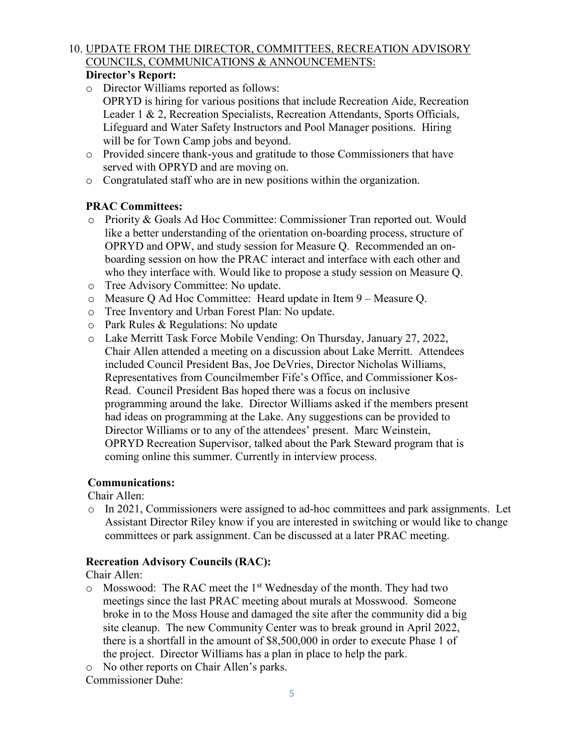10. UPDATE FROM THE DIRECTOR, COMMITTEES, RECREATION ADVISORY COUNCILS, COMMUNICATIONS & ANNOUNCEMENTS:

**Director's Report:**

- Director Williams reported as follows:
  OPRYD is hiring for various positions that include Recreation Aide, Recreation Leader 1 & 2, Recreation Specialists, Recreation Attendants, Sports Officials, Lifeguard and Water Safety Instructors and Pool Manager positions. Hiring will be for Town Camp jobs and beyond.
- Provided sincere thank-yous and gratitude to those Commissioners that have served with OPRYD and are moving on.
- Congratulated staff who are in new positions within the organization.

**PRAC Committees:**

- Priority & Goals Ad Hoc Committee: Commissioner Tran reported out. Would like a better understanding of the orientation on-boarding process, structure of OPRYD and OPW, and study session for Measure Q. Recommended an on-boarding session on how the PRAC interact and interface with each other and who they interface with. Would like to propose a study session on Measure Q.
- Tree Advisory Committee: No update.
- Measure Q Ad Hoc Committee: Heard update in Item 9 – Measure Q.
- Tree Inventory and Urban Forest Plan: No update.
- Park Rules & Regulations: No update
- Lake Merritt Task Force Mobile Vending: On Thursday, January 27, 2022, Chair Allen attended a meeting on a discussion about Lake Merritt. Attendees included Council President Bas, Joe DeVries, Director Nicholas Williams, Representatives from Councilmember Fife's Office, and Commissioner Kos-Read. Council President Bas hoped there was a focus on inclusive programming around the lake. Director Williams asked if the members present had ideas on programming at the Lake. Any suggestions can be provided to Director Williams or to any of the attendees' present. Marc Weinstein, OPRYD Recreation Supervisor, talked about the Park Steward program that is coming online this summer. Currently in interview process.

**Communications:**

Chair Allen:

- In 2021, Commissioners were assigned to ad-hoc committees and park assignments. Let Assistant Director Riley know if you are interested in switching or would like to change committees or park assignment. Can be discussed at a later PRAC meeting.

**Recreation Advisory Councils (RAC):**

Chair Allen:

- Mosswood: The RAC meet the 1st Wednesday of the month. They had two meetings since the last PRAC meeting about murals at Mosswood. Someone broke in to the Moss House and damaged the site after the community did a big site cleanup. The new Community Center was to break ground in April 2022, there is a shortfall in the amount of $8,500,000 in order to execute Phase 1 of the project. Director Williams has a plan in place to help the park.
- No other reports on Chair Allen's parks.

Commissioner Duhe: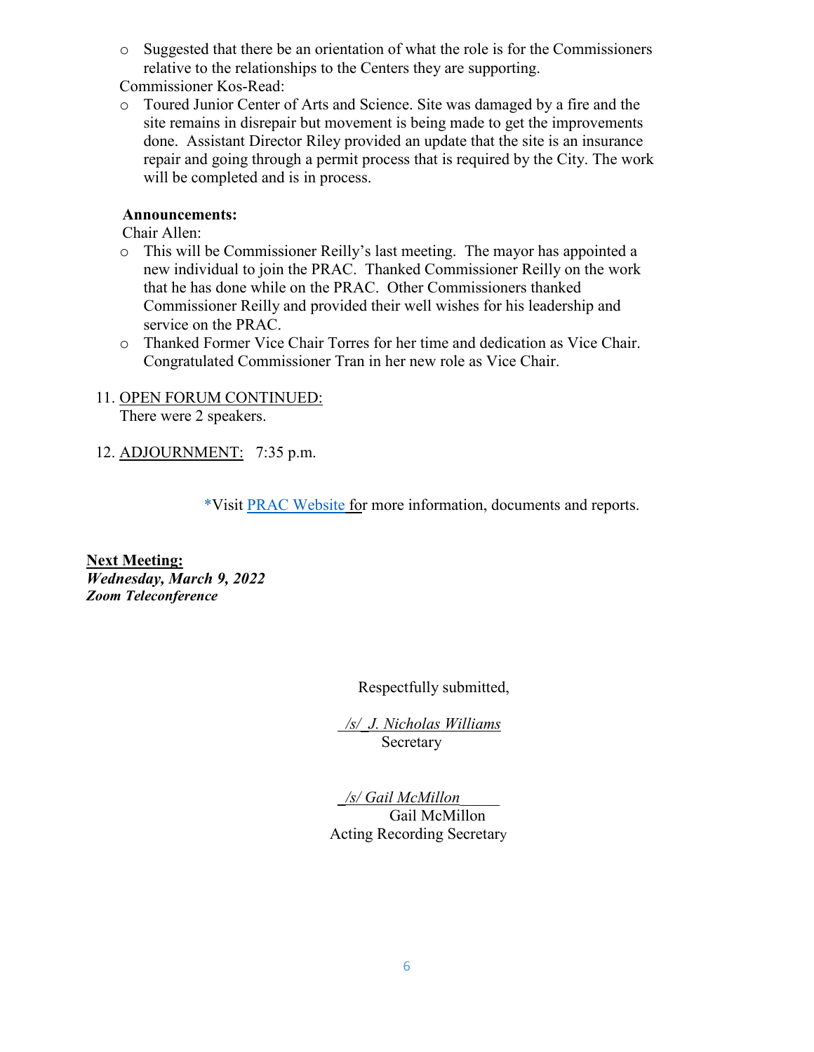- Suggested that there be an orientation of what the role is for the Commissioners relative to the relationships to the Centers they are supporting.

Commissioner Kos-Read:

- Toured Junior Center of Arts and Science. Site was damaged by a fire and the site remains in disrepair but movement is being made to get the improvements done. Assistant Director Riley provided an update that the site is an insurance repair and going through a permit process that is required by the City. The work will be completed and is in process.

**Announcements:**

Chair Allen:

- This will be Commissioner Reilly's last meeting. The mayor has appointed a new individual to join the PRAC. Thanked Commissioner Reilly on the work that he has done while on the PRAC. Other Commissioners thanked Commissioner Reilly and provided their well wishes for his leadership and service on the PRAC.
- Thanked Former Vice Chair Torres for her time and dedication as Vice Chair. Congratulated Commissioner Tran in her new role as Vice Chair.

11. OPEN FORUM CONTINUED:
There were 2 speakers.

12. ADJOURNMENT: 7:35 p.m.

*Visit PRAC Website for more information, documents and reports.

**Next Meeting:**
***Wednesday, March 9, 2022***
***Zoom Teleconference***

Respectfully submitted,

*/s/ J. Nicholas Williams*
Secretary

*/s/ Gail McMillon*
Gail McMillon
Acting Recording Secretary